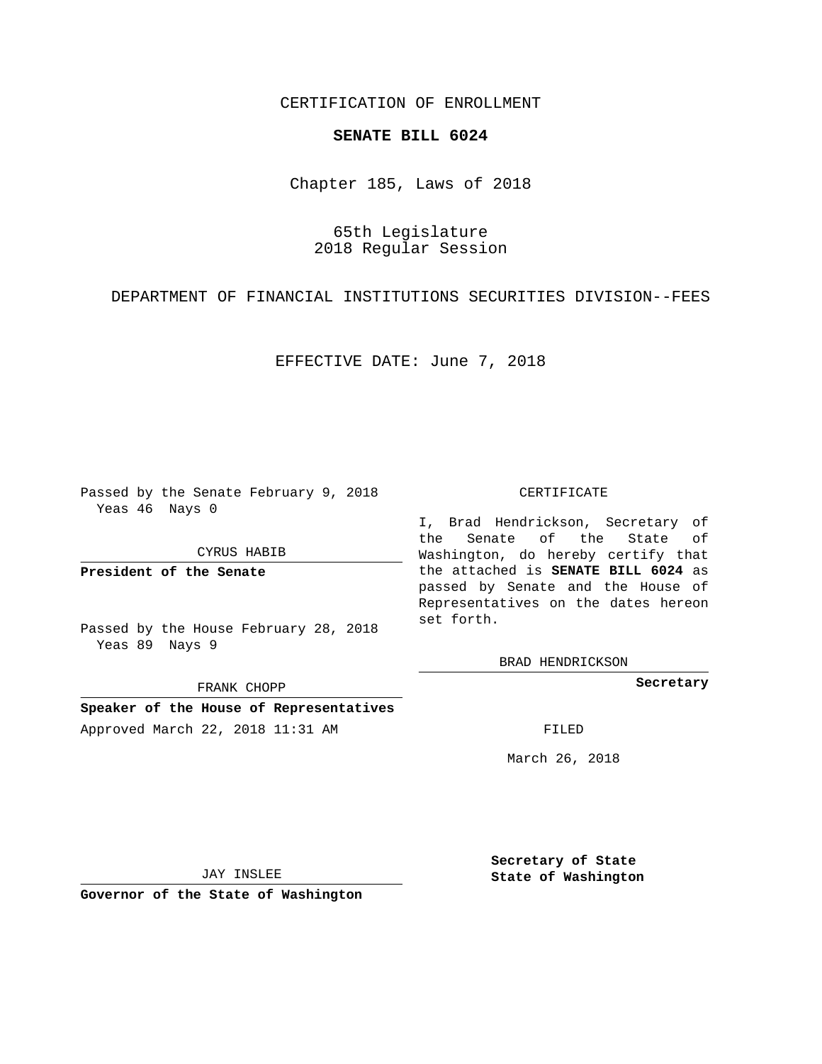CERTIFICATION OF ENROLLMENT

**SENATE BILL 6024**

Chapter 185, Laws of 2018

65th Legislature
2018 Regular Session

DEPARTMENT OF FINANCIAL INSTITUTIONS SECURITIES DIVISION--FEES

EFFECTIVE DATE: June 7, 2018

Passed by the Senate February 9, 2018
Yeas 46 Nays 0

CYRUS HABIB

**President of the Senate**

Passed by the House February 28, 2018
Yeas 89 Nays 9

FRANK CHOPP

**Speaker of the House of Representatives**

Approved March 22, 2018 11:31 AM

JAY INSLEE

**Governor of the State of Washington**

CERTIFICATE

I, Brad Hendrickson, Secretary of the Senate of the State of Washington, do hereby certify that the attached is **SENATE BILL 6024** as passed by Senate and the House of Representatives on the dates hereon set forth.

BRAD HENDRICKSON

**Secretary**

FILED

March 26, 2018

**Secretary of State**
**State of Washington**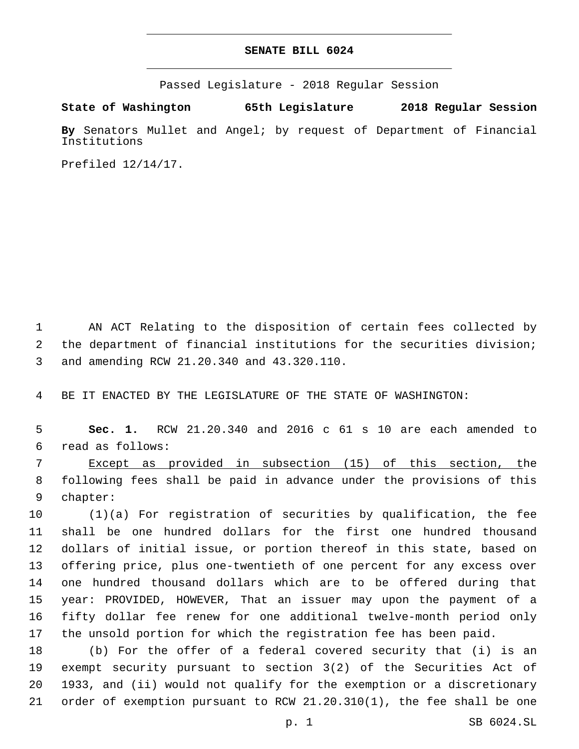# SENATE BILL 6024

Passed Legislature - 2018 Regular Session

**State of Washington 65th Legislature 2018 Regular Session**

**By** Senators Mullet and Angel; by request of Department of Financial Institutions

Prefiled 12/14/17.

1 AN ACT Relating to the disposition of certain fees collected by 2 the department of financial institutions for the securities division; 3 and amending RCW 21.20.340 and 43.320.110.

4 BE IT ENACTED BY THE LEGISLATURE OF THE STATE OF WASHINGTON:

5 **Sec. 1.** RCW 21.20.340 and 2016 c 61 s 10 are each amended to 6 read as follows:

7 Except as provided in subsection (15) of this section, the 8 following fees shall be paid in advance under the provisions of this 9 chapter:

10 (1)(a) For registration of securities by qualification, the fee 11 shall be one hundred dollars for the first one hundred thousand 12 dollars of initial issue, or portion thereof in this state, based on 13 offering price, plus one-twentieth of one percent for any excess over 14 one hundred thousand dollars which are to be offered during that 15 year: PROVIDED, HOWEVER, That an issuer may upon the payment of a 16 fifty dollar fee renew for one additional twelve-month period only 17 the unsold portion for which the registration fee has been paid.

18 (b) For the offer of a federal covered security that (i) is an 19 exempt security pursuant to section 3(2) of the Securities Act of 20 1933, and (ii) would not qualify for the exemption or a discretionary 21 order of exemption pursuant to RCW 21.20.310(1), the fee shall be one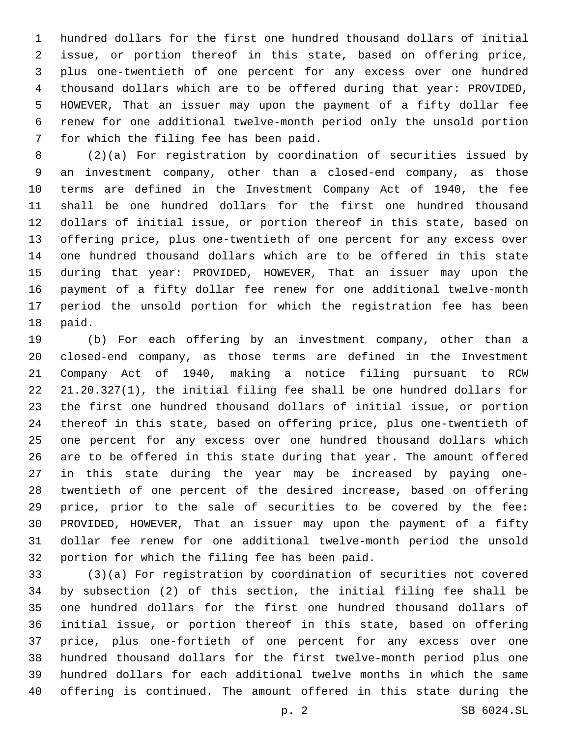hundred dollars for the first one hundred thousand dollars of initial issue, or portion thereof in this state, based on offering price, plus one-twentieth of one percent for any excess over one hundred thousand dollars which are to be offered during that year: PROVIDED, HOWEVER, That an issuer may upon the payment of a fifty dollar fee renew for one additional twelve-month period only the unsold portion for which the filing fee has been paid.

(2)(a) For registration by coordination of securities issued by an investment company, other than a closed-end company, as those terms are defined in the Investment Company Act of 1940, the fee shall be one hundred dollars for the first one hundred thousand dollars of initial issue, or portion thereof in this state, based on offering price, plus one-twentieth of one percent for any excess over one hundred thousand dollars which are to be offered in this state during that year: PROVIDED, HOWEVER, That an issuer may upon the payment of a fifty dollar fee renew for one additional twelve-month period the unsold portion for which the registration fee has been paid.

(b) For each offering by an investment company, other than a closed-end company, as those terms are defined in the Investment Company Act of 1940, making a notice filing pursuant to RCW 21.20.327(1), the initial filing fee shall be one hundred dollars for the first one hundred thousand dollars of initial issue, or portion thereof in this state, based on offering price, plus one-twentieth of one percent for any excess over one hundred thousand dollars which are to be offered in this state during that year. The amount offered in this state during the year may be increased by paying one-twentieth of one percent of the desired increase, based on offering price, prior to the sale of securities to be covered by the fee: PROVIDED, HOWEVER, That an issuer may upon the payment of a fifty dollar fee renew for one additional twelve-month period the unsold portion for which the filing fee has been paid.

(3)(a) For registration by coordination of securities not covered by subsection (2) of this section, the initial filing fee shall be one hundred dollars for the first one hundred thousand dollars of initial issue, or portion thereof in this state, based on offering price, plus one-fortieth of one percent for any excess over one hundred thousand dollars for the first twelve-month period plus one hundred dollars for each additional twelve months in which the same offering is continued. The amount offered in this state during the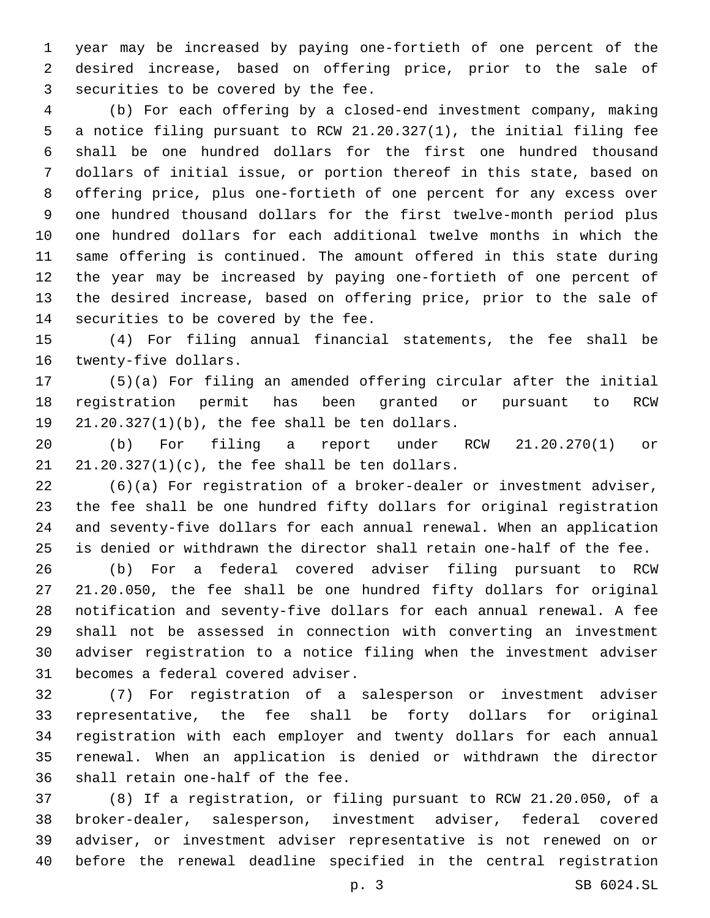year may be increased by paying one-fortieth of one percent of the desired increase, based on offering price, prior to the sale of securities to be covered by the fee.

(b) For each offering by a closed-end investment company, making a notice filing pursuant to RCW 21.20.327(1), the initial filing fee shall be one hundred dollars for the first one hundred thousand dollars of initial issue, or portion thereof in this state, based on offering price, plus one-fortieth of one percent for any excess over one hundred thousand dollars for the first twelve-month period plus one hundred dollars for each additional twelve months in which the same offering is continued. The amount offered in this state during the year may be increased by paying one-fortieth of one percent of the desired increase, based on offering price, prior to the sale of securities to be covered by the fee.

(4) For filing annual financial statements, the fee shall be twenty-five dollars.

(5)(a) For filing an amended offering circular after the initial registration permit has been granted or pursuant to RCW 21.20.327(1)(b), the fee shall be ten dollars.

(b) For filing a report under RCW 21.20.270(1) or 21.20.327(1)(c), the fee shall be ten dollars.

(6)(a) For registration of a broker-dealer or investment adviser, the fee shall be one hundred fifty dollars for original registration and seventy-five dollars for each annual renewal. When an application is denied or withdrawn the director shall retain one-half of the fee.

(b) For a federal covered adviser filing pursuant to RCW 21.20.050, the fee shall be one hundred fifty dollars for original notification and seventy-five dollars for each annual renewal. A fee shall not be assessed in connection with converting an investment adviser registration to a notice filing when the investment adviser becomes a federal covered adviser.

(7) For registration of a salesperson or investment adviser representative, the fee shall be forty dollars for original registration with each employer and twenty dollars for each annual renewal. When an application is denied or withdrawn the director shall retain one-half of the fee.

(8) If a registration, or filing pursuant to RCW 21.20.050, of a broker-dealer, salesperson, investment adviser, federal covered adviser, or investment adviser representative is not renewed on or before the renewal deadline specified in the central registration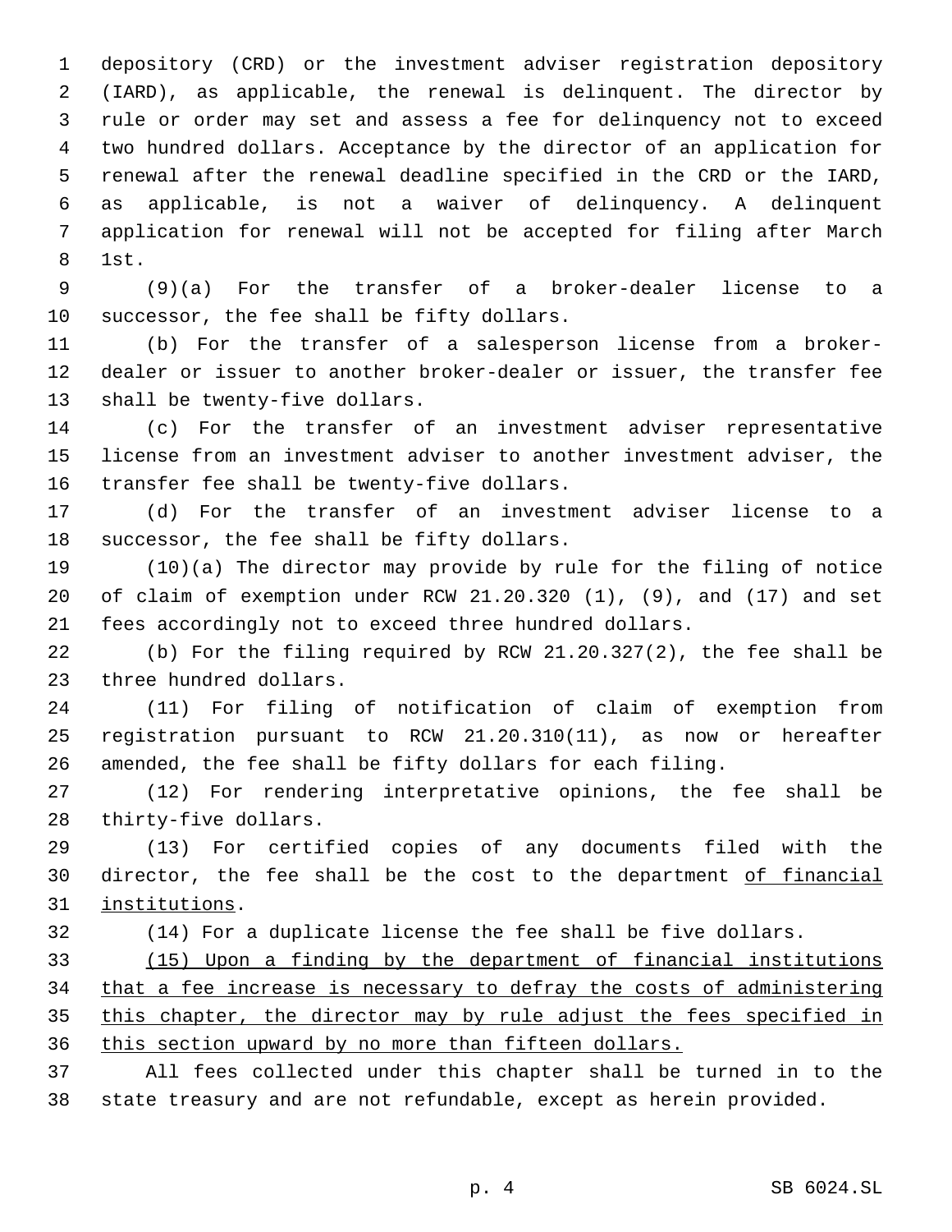depository (CRD) or the investment adviser registration depository (IARD), as applicable, the renewal is delinquent. The director by rule or order may set and assess a fee for delinquency not to exceed two hundred dollars. Acceptance by the director of an application for renewal after the renewal deadline specified in the CRD or the IARD, as applicable, is not a waiver of delinquency. A delinquent application for renewal will not be accepted for filing after March 1st.

(9)(a) For the transfer of a broker-dealer license to a successor, the fee shall be fifty dollars.

(b) For the transfer of a salesperson license from a broker-dealer or issuer to another broker-dealer or issuer, the transfer fee shall be twenty-five dollars.

(c) For the transfer of an investment adviser representative license from an investment adviser to another investment adviser, the transfer fee shall be twenty-five dollars.

(d) For the transfer of an investment adviser license to a successor, the fee shall be fifty dollars.

(10)(a) The director may provide by rule for the filing of notice of claim of exemption under RCW 21.20.320 (1), (9), and (17) and set fees accordingly not to exceed three hundred dollars.

(b) For the filing required by RCW 21.20.327(2), the fee shall be three hundred dollars.

(11) For filing of notification of claim of exemption from registration pursuant to RCW 21.20.310(11), as now or hereafter amended, the fee shall be fifty dollars for each filing.

(12) For rendering interpretative opinions, the fee shall be thirty-five dollars.

(13) For certified copies of any documents filed with the director, the fee shall be the cost to the department <u>of financial institutions</u>.

(14) For a duplicate license the fee shall be five dollars.

<u>(15) Upon a finding by the department of financial institutions that a fee increase is necessary to defray the costs of administering this chapter, the director may by rule adjust the fees specified in this section upward by no more than fifteen dollars.</u>

All fees collected under this chapter shall be turned in to the state treasury and are not refundable, except as herein provided.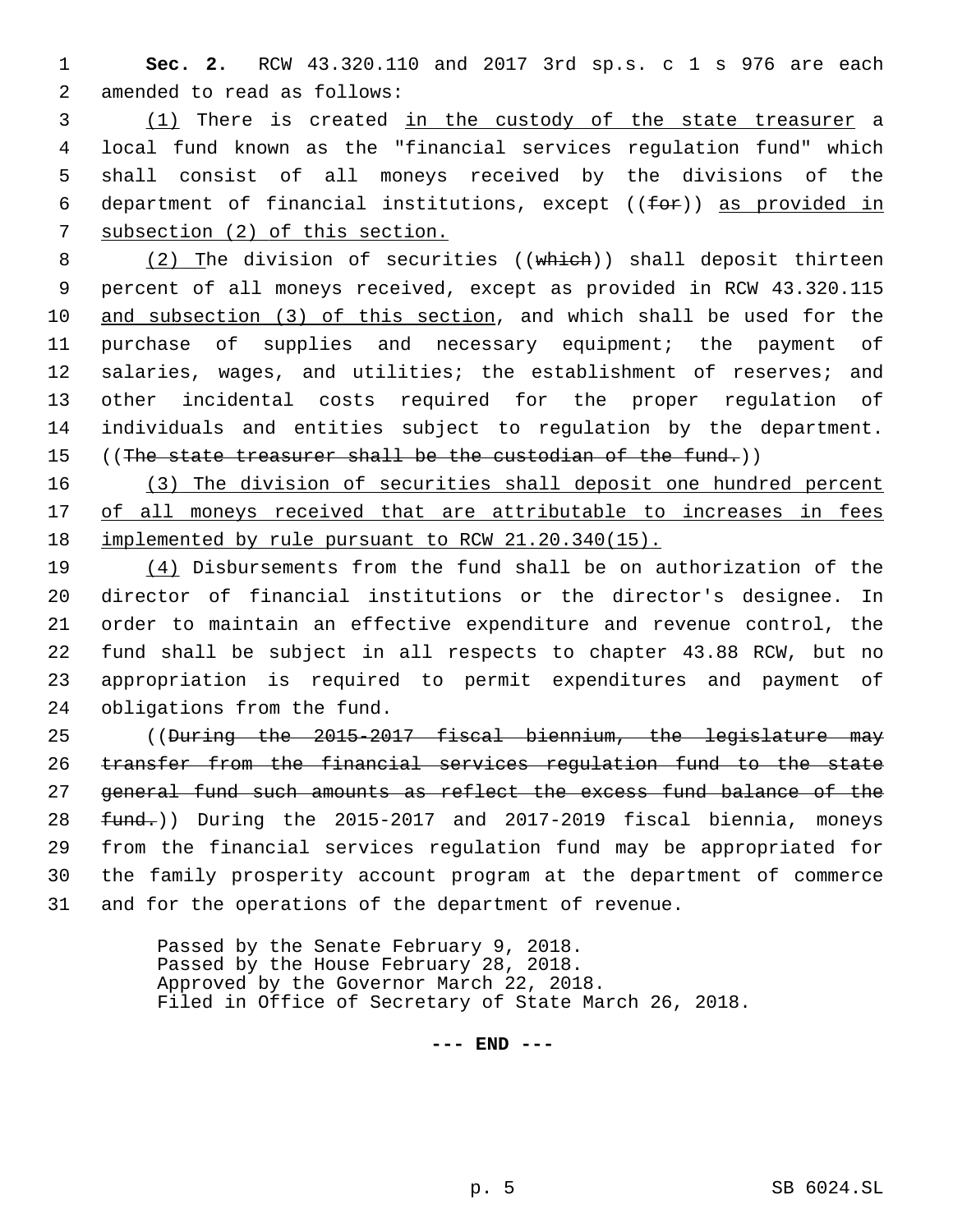**Sec. 2.** RCW 43.320.110 and 2017 3rd sp.s. c 1 s 976 are each amended to read as follows:

(1) There is created in the custody of the state treasurer a local fund known as the "financial services regulation fund" which shall consist of all moneys received by the divisions of the department of financial institutions, except ((~~for~~)) as provided in subsection (2) of this section.

(2) The division of securities ((~~which~~)) shall deposit thirteen percent of all moneys received, except as provided in RCW 43.320.115 and subsection (3) of this section, and which shall be used for the purchase of supplies and necessary equipment; the payment of salaries, wages, and utilities; the establishment of reserves; and other incidental costs required for the proper regulation of individuals and entities subject to regulation by the department. ((~~The state treasurer shall be the custodian of the fund.~~))

(3) The division of securities shall deposit one hundred percent of all moneys received that are attributable to increases in fees implemented by rule pursuant to RCW 21.20.340(15).

(4) Disbursements from the fund shall be on authorization of the director of financial institutions or the director's designee. In order to maintain an effective expenditure and revenue control, the fund shall be subject in all respects to chapter 43.88 RCW, but no appropriation is required to permit expenditures and payment of obligations from the fund.

((~~During the 2015-2017 fiscal biennium, the legislature may transfer from the financial services regulation fund to the state general fund such amounts as reflect the excess fund balance of the fund.~~)) During the 2015-2017 and 2017-2019 fiscal biennia, moneys from the financial services regulation fund may be appropriated for the family prosperity account program at the department of commerce and for the operations of the department of revenue.

Passed by the Senate February 9, 2018.
Passed by the House February 28, 2018.
Approved by the Governor March 22, 2018.
Filed in Office of Secretary of State March 26, 2018.

**--- END ---**